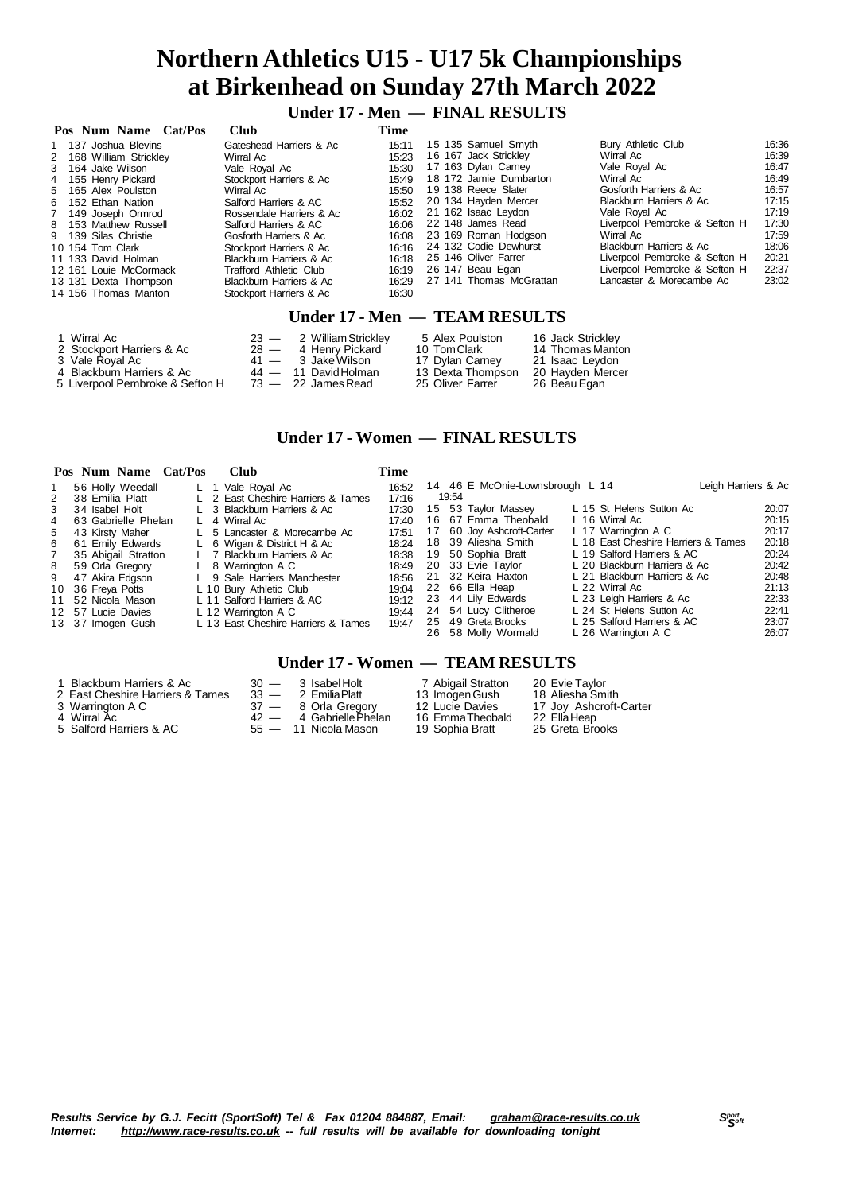# Northern Athletics U15 - U17 5k Championships at Birkenhead on Sunday 27th March 2022

## Under 17 - Men — FINAL RESULTS

| Pos | Num | Name | Cat/Pos | Club | Time |
|---|---|---|---|---|---|
| 1 | 137 | Joshua Blevins | | Gateshead Harriers & Ac | 15:11 |
| 2 | 168 | William Strickley | | Wirral Ac | 15:23 |
| 3 | 164 | Jake Wilson | | Vale Royal Ac | 15:30 |
| 4 | 155 | Henry Pickard | | Stockport Harriers & Ac | 15:49 |
| 5 | 165 | Alex Poulston | | Wirral Ac | 15:50 |
| 6 | 152 | Ethan Nation | | Salford Harriers & AC | 15:52 |
| 7 | 149 | Joseph Ormrod | | Rossendale Harriers & Ac | 16:02 |
| 8 | 153 | Matthew Russell | | Salford Harriers & AC | 16:06 |
| 9 | 139 | Silas Christie | | Gosforth Harriers & Ac | 16:08 |
| 10 | 154 | Tom Clark | | Stockport Harriers & Ac | 16:16 |
| 11 | 133 | David Holman | | Blackburn Harriers & Ac | 16:18 |
| 12 | 161 | Louie McCormack | | Trafford Athletic Club | 16:19 |
| 13 | 131 | Dexta Thompson | | Blackburn Harriers & Ac | 16:29 |
| 14 | 156 | Thomas Manton | | Stockport Harriers & Ac | 16:30 |
| 15 | 135 | Samuel Smyth | | Bury Athletic Club | 16:36 |
| 16 | 167 | Jack Strickley | | Wirral Ac | 16:39 |
| 17 | 163 | Dylan Carney | | Vale Royal Ac | 16:47 |
| 18 | 172 | Jamie Dumbarton | | Wirral Ac | 16:49 |
| 19 | 138 | Reece Slater | | Gosforth Harriers & Ac | 16:57 |
| 20 | 134 | Hayden Mercer | | Blackburn Harriers & Ac | 17:15 |
| 21 | 162 | Isaac Leydon | | Vale Royal Ac | 17:19 |
| 22 | 148 | James Read | | Liverpool Pembroke & Sefton H | 17:30 |
| 23 | 169 | Roman Hodgson | | Wirral Ac | 17:59 |
| 24 | 132 | Codie Dewhurst | | Blackburn Harriers & Ac | 18:06 |
| 25 | 146 | Oliver Farrer | | Liverpool Pembroke & Sefton H | 20:21 |
| 26 | 147 | Beau Egan | | Liverpool Pembroke & Sefton H | 22:37 |
| 27 | 141 | Thomas McGrattan | | Lancaster & Morecambe Ac | 23:02 |

## Under 17 - Men — TEAM RESULTS

| Pos | Team | Points | | | | |
|---|---|---|---|---|---|---|
| 1 | Wirral Ac | 23 — | 2 William Strickley | 5 Alex Poulston | 16 Jack Strickley |
| 2 | Stockport Harriers & Ac | 28 — | 4 Henry Pickard | 10 Tom Clark | 14 Thomas Manton |
| 3 | Vale Royal Ac | 41 — | 3 Jake Wilson | 17 Dylan Carney | 21 Isaac Leydon |
| 4 | Blackburn Harriers & Ac | 44 — | 11 David Holman | 13 Dexta Thompson | 20 Hayden Mercer |
| 5 | Liverpool Pembroke & Sefton H | 73 — | 22 James Read | 25 Oliver Farrer | 26 Beau Egan |

## Under 17 - Women — FINAL RESULTS

| Pos | Num | Name | Cat/Pos | Club | Time |
|---|---|---|---|---|---|
| 1 | 56 | Holly Weedall | L 1 | Vale Royal Ac | 16:52 |
| 2 | 38 | Emilia Platt | L 2 | East Cheshire Harriers & Tames | 17:16 |
| 3 | 34 | Isabel Holt | L 3 | Blackburn Harriers & Ac | 17:30 |
| 4 | 63 | Gabrielle Phelan | L 4 | Wirral Ac | 17:40 |
| 5 | 43 | Kirsty Maher | L 5 | Lancaster & Morecambe Ac | 17:51 |
| 6 | 61 | Emily Edwards | L 6 | Wigan & District H & Ac | 18:24 |
| 7 | 35 | Abigail Stratton | L 7 | Blackburn Harriers & Ac | 18:38 |
| 8 | 59 | Orla Gregory | L 8 | Warrington A C | 18:49 |
| 9 | 47 | Akira Edgson | L 9 | Sale Harriers Manchester | 18:56 |
| 10 | 36 | Freya Potts | L 10 | Bury Athletic Club | 19:04 |
| 11 | 52 | Nicola Mason | L 11 | Salford Harriers & AC | 19:12 |
| 12 | 57 | Lucie Davies | L 12 | Warrington A C | 19:44 |
| 13 | 37 | Imogen Gush | L 13 | East Cheshire Harriers & Tames | 19:47 |
| 14 | 46 | E McOnie-Lownsbrough | L 14 | Leigh Harriers & Ac | 19:54 |
| 15 | 53 | Taylor Massey | L 15 | St Helens Sutton Ac | 20:07 |
| 16 | 67 | Emma Theobald | L 16 | Wirral Ac | 20:15 |
| 17 | 60 | Joy Ashcroft-Carter | L 17 | Warrington A C | 20:17 |
| 18 | 39 | Aliesha Smith | L 18 | East Cheshire Harriers & Tames | 20:18 |
| 19 | 50 | Sophia Bratt | L 19 | Salford Harriers & AC | 20:24 |
| 20 | 33 | Evie Taylor | L 20 | Blackburn Harriers & Ac | 20:42 |
| 21 | 32 | Keira Haxton | L 21 | Blackburn Harriers & Ac | 20:48 |
| 22 | 66 | Ella Heap | L 22 | Wirral Ac | 21:13 |
| 23 | 44 | Lily Edwards | L 23 | Leigh Harriers & Ac | 22:33 |
| 24 | 54 | Lucy Clitheroe | L 24 | St Helens Sutton Ac | 22:41 |
| 25 | 49 | Greta Brooks | L 25 | Salford Harriers & AC | 23:07 |
| 26 | 58 | Molly Wormald | L 26 | Warrington A C | 26:07 |

## Under 17 - Women — TEAM RESULTS

| Pos | Team | Points | | | |
|---|---|---|---|---|---|
| 1 | Blackburn Harriers & Ac | 30 — | 3 Isabel Holt | 7 Abigail Stratton | 20 Evie Taylor |
| 2 | East Cheshire Harriers & Tames | 33 — | 2 Emilia Platt | 13 Imogen Gush | 18 Aliesha Smith |
| 3 | Warrington A C | 37 — | 8 Orla Gregory | 12 Lucie Davies | 17 Joy Ashcroft-Carter |
| 4 | Wirral Ac | 42 — | 4 Gabrielle Phelan | 16 Emma Theobald | 22 Ella Heap |
| 5 | Salford Harriers & AC | 55 — | 11 Nicola Mason | 19 Sophia Bratt | 25 Greta Brooks |

***Results Service by G.J. Fecitt (SportSoft) Tel & Fax 01204 884887, Email: graham@race-results.co.uk***
***Internet: http://www.race-results.co.uk -- full results will be available for downloading tonight***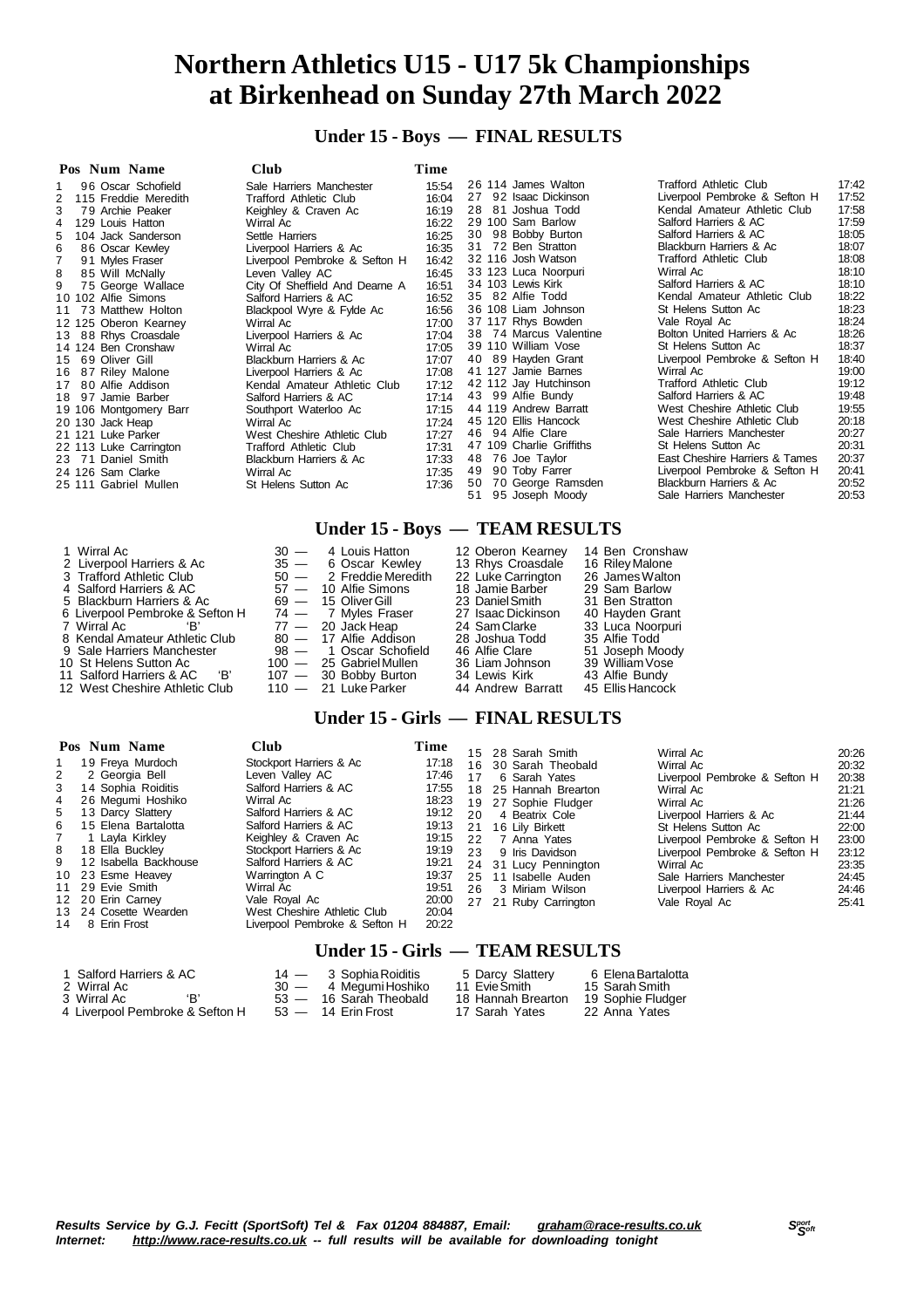# Northern Athletics U15 - U17 5k Championships at Birkenhead on Sunday 27th March 2022

## Under 15 - Boys — FINAL RESULTS

| Pos | Num | Name | Club | Time |
|---|---|---|---|---|
| 1 | 96 | Oscar Schofield | Sale Harriers Manchester | 15:54 |
| 2 | 115 | Freddie Meredith | Trafford Athletic Club | 16:04 |
| 3 | 79 | Archie Peaker | Keighley & Craven Ac | 16:19 |
| 4 | 129 | Louis Hatton | Wirral Ac | 16:22 |
| 5 | 104 | Jack Sanderson | Settle Harriers | 16:25 |
| 6 | 86 | Oscar Kewley | Liverpool Harriers & Ac | 16:35 |
| 7 | 91 | Myles Fraser | Liverpool Pembroke & Sefton H | 16:42 |
| 8 | 85 | Will McNally | Leven Valley AC | 16:45 |
| 9 | 75 | George Wallace | City Of Sheffield And Dearne A | 16:51 |
| 10 | 102 | Alfie Simons | Salford Harriers & AC | 16:52 |
| 11 | 73 | Matthew Holton | Blackpool Wyre & Fylde Ac | 16:56 |
| 12 | 125 | Oberon Kearney | Wirral Ac | 17:00 |
| 13 | 88 | Rhys Croasdale | Liverpool Harriers & Ac | 17:04 |
| 14 | 124 | Ben Cronshaw | Wirral Ac | 17:05 |
| 15 | 69 | Oliver Gill | Blackburn Harriers & Ac | 17:07 |
| 16 | 87 | Riley Malone | Liverpool Harriers & Ac | 17:08 |
| 17 | 80 | Alfie Addison | Kendal Amateur Athletic Club | 17:12 |
| 18 | 97 | Jamie Barber | Salford Harriers & AC | 17:14 |
| 19 | 106 | Montgomery Barr | Southport Waterloo Ac | 17:15 |
| 20 | 130 | Jack Heap | Wirral Ac | 17:24 |
| 21 | 121 | Luke Parker | West Cheshire Athletic Club | 17:27 |
| 22 | 113 | Luke Carrington | Trafford Athletic Club | 17:31 |
| 23 | 71 | Daniel Smith | Blackburn Harriers & Ac | 17:33 |
| 24 | 126 | Sam Clarke | Wirral Ac | 17:35 |
| 25 | 111 | Gabriel Mullen | St Helens Sutton Ac | 17:36 |
| 26 | 114 | James Walton | Trafford Athletic Club | 17:42 |
| 27 | 92 | Isaac Dickinson | Liverpool Pembroke & Sefton H | 17:52 |
| 28 | 81 | Joshua Todd | Kendal Amateur Athletic Club | 17:58 |
| 29 | 100 | Sam Barlow | Salford Harriers & AC | 17:59 |
| 30 | 98 | Bobby Burton | Salford Harriers & AC | 18:05 |
| 31 | 72 | Ben Stratton | Blackburn Harriers & Ac | 18:07 |
| 32 | 116 | Josh Watson | Trafford Athletic Club | 18:08 |
| 33 | 123 | Luca Noorpuri | Wirral Ac | 18:10 |
| 34 | 103 | Lewis Kirk | Salford Harriers & AC | 18:10 |
| 35 | 82 | Alfie Todd | Kendal Amateur Athletic Club | 18:22 |
| 36 | 108 | Liam Johnson | St Helens Sutton Ac | 18:23 |
| 37 | 117 | Rhys Bowden | Vale Royal Ac | 18:24 |
| 38 | 74 | Marcus Valentine | Bolton United Harriers & Ac | 18:26 |
| 39 | 110 | William Vose | St Helens Sutton Ac | 18:37 |
| 40 | 89 | Hayden Grant | Liverpool Pembroke & Sefton H | 18:40 |
| 41 | 127 | Jamie Barnes | Wirral Ac | 19:00 |
| 42 | 112 | Jay Hutchinson | Trafford Athletic Club | 19:12 |
| 43 | 99 | Alfie Bundy | Salford Harriers & AC | 19:48 |
| 44 | 119 | Andrew Barratt | West Cheshire Athletic Club | 19:55 |
| 45 | 120 | Ellis Hancock | West Cheshire Athletic Club | 20:18 |
| 46 | 94 | Alfie Clare | Sale Harriers Manchester | 20:27 |
| 47 | 109 | Charlie Griffiths | St Helens Sutton Ac | 20:31 |
| 48 | 76 | Joe Taylor | East Cheshire Harriers & Tames | 20:37 |
| 49 | 90 | Toby Farrer | Liverpool Pembroke & Sefton H | 20:41 |
| 50 | 70 | George Ramsden | Blackburn Harriers & Ac | 20:52 |
| 51 | 95 | Joseph Moody | Sale Harriers Manchester | 20:53 |

## Under 15 - Boys — TEAM RESULTS

| | | | | | |
|---|---|---|---|---|---|
| 1 | Wirral Ac | 30 — | 4 Louis Hatton | 12 Oberon Kearney | 14 Ben Cronshaw |
| 2 | Liverpool Harriers & Ac | 35 — | 6 Oscar Kewley | 13 Rhys Croasdale | 16 Riley Malone |
| 3 | Trafford Athletic Club | 50 — | 2 Freddie Meredith | 22 Luke Carrington | 26 James Walton |
| 4 | Salford Harriers & AC | 57 — | 10 Alfie Simons | 18 Jamie Barber | 29 Sam Barlow |
| 5 | Blackburn Harriers & Ac | 69 — | 15 Oliver Gill | 23 Daniel Smith | 31 Ben Stratton |
| 6 | Liverpool Pembroke & Sefton H | 74 — | 7 Myles Fraser | 27 Isaac Dickinson | 40 Hayden Grant |
| 7 | Wirral Ac 'B' | 77 — | 20 Jack Heap | 24 Sam Clarke | 33 Luca Noorpuri |
| 8 | Kendal Amateur Athletic Club | 80 — | 17 Alfie Addison | 28 Joshua Todd | 35 Alfie Todd |
| 9 | Sale Harriers Manchester | 98 — | 1 Oscar Schofield | 46 Alfie Clare | 51 Joseph Moody |
| 10 | St Helens Sutton Ac | 100 — | 25 Gabriel Mullen | 36 Liam Johnson | 39 William Vose |
| 11 | Salford Harriers & AC 'B' | 107 — | 30 Bobby Burton | 34 Lewis Kirk | 43 Alfie Bundy |
| 12 | West Cheshire Athletic Club | 110 — | 21 Luke Parker | 44 Andrew Barratt | 45 Ellis Hancock |

## Under 15 - Girls — FINAL RESULTS

| Pos | Num | Name | Club | Time |
|---|---|---|---|---|
| 1 | 19 | Freya Murdoch | Stockport Harriers & Ac | 17:18 |
| 2 | 2 | Georgia Bell | Leven Valley AC | 17:46 |
| 3 | 14 | Sophia Roiditis | Salford Harriers & AC | 17:55 |
| 4 | 26 | Megumi Hoshiko | Wirral Ac | 18:23 |
| 5 | 13 | Darcy Slattery | Salford Harriers & AC | 19:12 |
| 6 | 15 | Elena Bartalotta | Salford Harriers & AC | 19:13 |
| 7 | 1 | Layla Kirkley | Keighley & Craven Ac | 19:15 |
| 8 | 18 | Ella Buckley | Stockport Harriers & Ac | 19:19 |
| 9 | 12 | Isabella Backhouse | Salford Harriers & AC | 19:21 |
| 10 | 23 | Esme Heavey | Warrington A C | 19:37 |
| 11 | 29 | Evie Smith | Wirral Ac | 19:51 |
| 12 | 20 | Erin Carney | Vale Royal Ac | 20:00 |
| 13 | 24 | Cosette Wearden | West Cheshire Athletic Club | 20:04 |
| 14 | 8 | Erin Frost | Liverpool Pembroke & Sefton H | 20:22 |
| 15 | 28 | Sarah Smith | Wirral Ac | 20:26 |
| 16 | 30 | Sarah Theobald | Wirral Ac | 20:32 |
| 17 | 6 | Sarah Yates | Liverpool Pembroke & Sefton H | 20:38 |
| 18 | 25 | Hannah Brearton | Wirral Ac | 21:21 |
| 19 | 27 | Sophie Fludger | Wirral Ac | 21:26 |
| 20 | 4 | Beatrix Cole | Liverpool Harriers & Ac | 21:44 |
| 21 | 16 | Lily Birkett | St Helens Sutton Ac | 22:00 |
| 22 | 7 | Anna Yates | Liverpool Pembroke & Sefton H | 23:00 |
| 23 | 9 | Iris Davidson | Liverpool Pembroke & Sefton H | 23:12 |
| 24 | 31 | Lucy Pennington | Wirral Ac | 23:35 |
| 25 | 11 | Isabelle Auden | Sale Harriers Manchester | 24:45 |
| 26 | 3 | Miriam Wilson | Liverpool Harriers & Ac | 24:46 |
| 27 | 21 | Ruby Carrington | Vale Royal Ac | 25:41 |

## Under 15 - Girls — TEAM RESULTS

| | | | | | |
|---|---|---|---|---|---|
| 1 | Salford Harriers & AC | 14 — | 3 Sophia Roiditis | 5 Darcy Slattery | 6 Elena Bartalotta |
| 2 | Wirral Ac | 30 — | 4 Megumi Hoshiko | 11 Evie Smith | 15 Sarah Smith |
| 3 | Wirral Ac 'B' | 53 — | 16 Sarah Theobald | 18 Hannah Brearton | 19 Sophie Fludger |
| 4 | Liverpool Pembroke & Sefton H | 53 — | 14 Erin Frost | 17 Sarah Yates | 22 Anna Yates |

*Results Service by G.J. Fecitt (SportSoft) Tel & Fax 01204 884887, Email: graham@race-results.co.uk*
*Internet: http://www.race-results.co.uk -- full results will be available for downloading tonight*